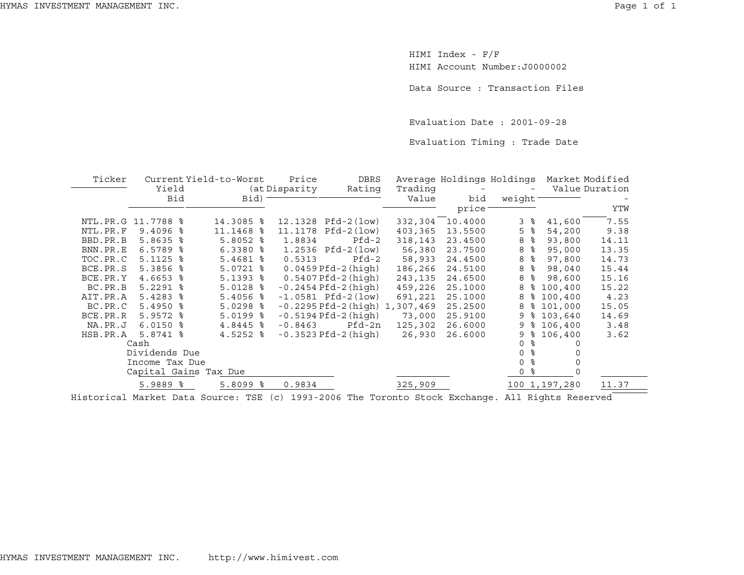HIMI Index - F/F

HIMI Account Number:J0000002

Data Source : Transaction Files

Evaluation Date : 2001-09-28

Evaluation Timing : Trade Date

| Ticker | Current Yield Bid | Yield-to-Worst (at Bid) | Price Disparity | DBRS Rating | Average Trading Value | Holdings - bid price | Holdings - weight | Market Value | Modified Duration - YTW |
|---|---|---|---|---|---|---|---|---|---|
| NTL.PR.G | 11.7788 % | 14.3085 % | 12.1328 | Pfd-2(low) | 332,304 | 10.4000 | 3 % | 41,600 | 7.55 |
| NTL.PR.F | 9.4096 % | 11.1468 % | 11.1178 | Pfd-2(low) | 403,365 | 13.5500 | 5 % | 54,200 | 9.38 |
| BBD.PR.B | 5.8635 % | 5.8052 % | 1.8834 | Pfd-2 | 318,143 | 23.4500 | 8 % | 93,800 | 14.11 |
| BNN.PR.E | 6.5789 % | 6.3380 % | 1.2536 | Pfd-2(low) | 56,380 | 23.7500 | 8 % | 95,000 | 13.35 |
| TOC.PR.C | 5.1125 % | 5.4681 % | 0.5313 | Pfd-2 | 58,933 | 24.4500 | 8 % | 97,800 | 14.73 |
| BCE.PR.S | 5.3856 % | 5.0721 % | 0.0459 | Pfd-2(high) | 186,266 | 24.5100 | 8 % | 98,040 | 15.44 |
| BCE.PR.Y | 4.6653 % | 5.1393 % | 0.5407 | Pfd-2(high) | 243,135 | 24.6500 | 8 % | 98,600 | 15.16 |
| BC.PR.B | 5.2291 % | 5.0128 % | -0.2454 | Pfd-2(high) | 459,226 | 25.1000 | 8 % | 100,400 | 15.22 |
| AIT.PR.A | 5.4283 % | 5.4056 % | -1.0581 | Pfd-2(low) | 691,221 | 25.1000 | 8 % | 100,400 | 4.23 |
| BC.PR.C | 5.4950 % | 5.0298 % | -0.2295 | Pfd-2(high) | 1,307,469 | 25.2500 | 8 % | 101,000 | 15.05 |
| BCE.PR.R | 5.9572 % | 5.0199 % | -0.5194 | Pfd-2(high) | 73,000 | 25.9100 | 9 % | 103,640 | 14.69 |
| NA.PR.J | 6.0150 % | 4.8445 % | -0.8463 | Pfd-2n | 125,302 | 26.6000 | 9 % | 106,400 | 3.48 |
| HSB.PR.A | 5.8741 % | 4.5252 % | -0.3523 | Pfd-2(high) | 26,930 | 26.6000 | 9 % | 106,400 | 3.62 |
| | Cash | | | | | | 0 % | 0 | |
| | Dividends Due | | | | | | 0 % | 0 | |
| | Income Tax Due | | | | | | 0 % | 0 | |
| | Capital Gains Tax Due | | | | | | 0 % | 0 | |
| | 5.9889 % | 5.8099 % | 0.9834 | | 325,909 | | 100 | 1,197,280 | 11.37 |

Historical Market Data Source: TSE (c) 1993-2006 The Toronto Stock Exchange. All Rights Reserved

HYMAS INVESTMENT MANAGEMENT INC. http://www.himivest.com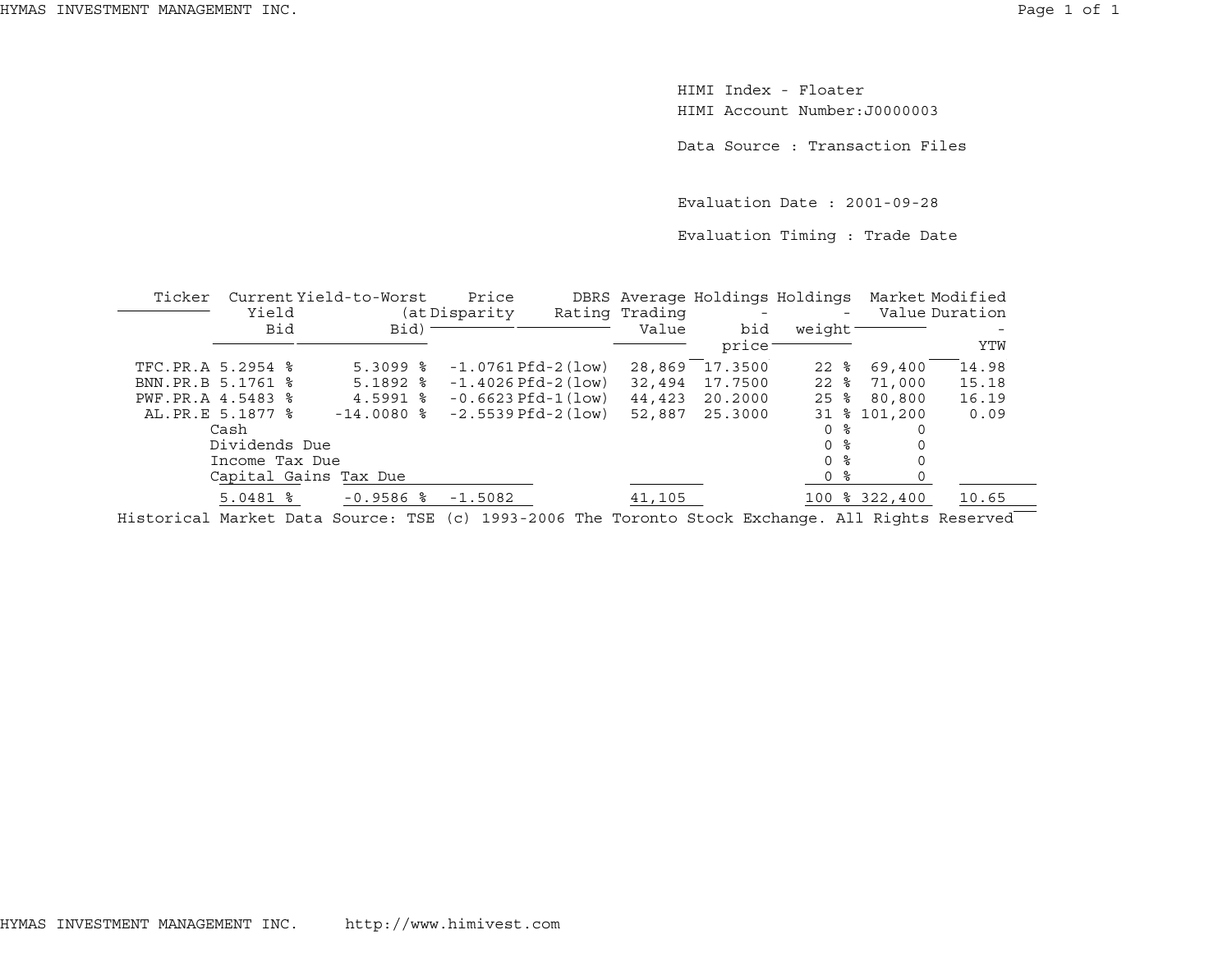HIMI Index - Floater

HIMI Account Number:J0000003

Data Source : Transaction Files

Evaluation Date : 2001-09-28

Evaluation Timing : Trade Date

| Ticker | Current Yield Bid | Yield-to-Worst (at Bid) | Price Disparity | DBRS Rating | Average Trading Value | Holdings - bid price | Holdings - weight | Market Value | Modified Duration - YTW |
|---|---|---|---|---|---|---|---|---|---|
| TFC.PR.A | 5.2954 % | 5.3099 % | -1.0761 | Pfd-2(low) | 28,869 | 17.3500 | 22 % | 69,400 | 14.98 |
| BNN.PR.B | 5.1761 % | 5.1892 % | -1.4026 | Pfd-2(low) | 32,494 | 17.7500 | 22 % | 71,000 | 15.18 |
| PWF.PR.A | 4.5483 % | 4.5991 % | -0.6623 | Pfd-1(low) | 44,423 | 20.2000 | 25 % | 80,800 | 16.19 |
| AL.PR.E | 5.1877 % | -14.0080 % | -2.5539 | Pfd-2(low) | 52,887 | 25.3000 | 31 % | 101,200 | 0.09 |
| | Cash | | | | | | 0 % | 0 | |
| | Dividends Due | | | | | | 0 % | 0 | |
| | Income Tax Due | | | | | | 0 % | 0 | |
| | Capital Gains Tax Due | | | | | | 0 % | 0 | |
| | 5.0481 % | -0.9586 % | -1.5082 | | 41,105 | | 100 % | 322,400 | 10.65 |

Historical Market Data Source: TSE (c) 1993-2006 The Toronto Stock Exchange. All Rights Reserved

HYMAS INVESTMENT MANAGEMENT INC. http://www.himivest.com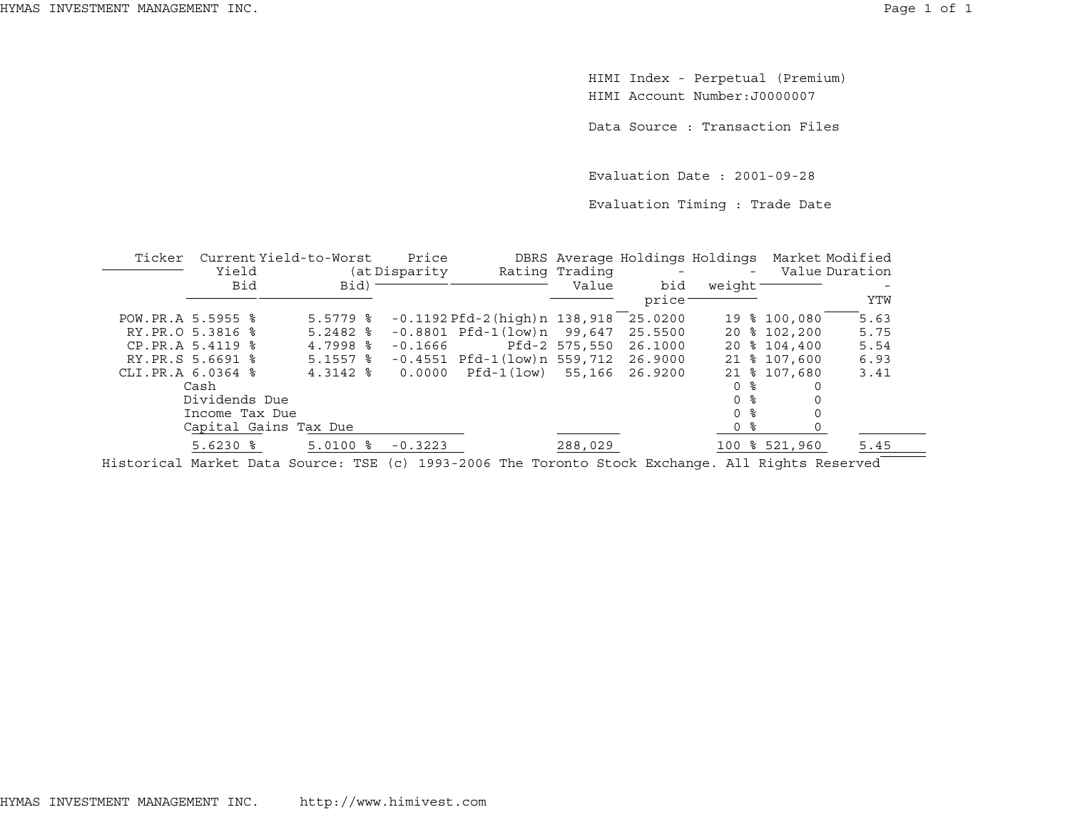HIMI Index - Perpetual (Premium)
HIMI Account Number:J0000007

Data Source : Transaction Files

Evaluation Date : 2001-09-28

Evaluation Timing : Trade Date

| Ticker | Current Yield Bid | Yield-to-Worst (at Bid) | Price Disparity | DBRS Rating | Average Trading Value | Holdings - bid price | Holdings - weight | Market Value | Modified Duration - YTW |
|---|---|---|---|---|---|---|---|---|---|
| POW.PR.A | 5.5955 % | 5.5779 % | -0.1192 | Pfd-2(high)n | 138,918 | 25.0200 | 19 % | 100,080 | 5.63 |
| RY.PR.O | 5.3816 % | 5.2482 % | -0.8801 | Pfd-1(low)n | 99,647 | 25.5500 | 20 % | 102,200 | 5.75 |
| CP.PR.A | 5.4119 % | 4.7998 % | -0.1666 | Pfd-2 | 575,550 | 26.1000 | 20 % | 104,400 | 5.54 |
| RY.PR.S | 5.6691 % | 5.1557 % | -0.4551 | Pfd-1(low)n | 559,712 | 26.9000 | 21 % | 107,600 | 6.93 |
| CLI.PR.A | 6.0364 % | 4.3142 % | 0.0000 | Pfd-1(low) | 55,166 | 26.9200 | 21 % | 107,680 | 3.41 |
| | Cash | | | | | | 0 % | 0 | |
| | Dividends Due | | | | | | 0 % | 0 | |
| | Income Tax Due | | | | | | 0 % | 0 | |
| | Capital Gains Tax Due | | | | | | 0 % | 0 | |
| | 5.6230 % | 5.0100 % | -0.3223 | | 288,029 | | 100 % | 521,960 | 5.45 |

Historical Market Data Source: TSE (c) 1993-2006 The Toronto Stock Exchange. All Rights Reserved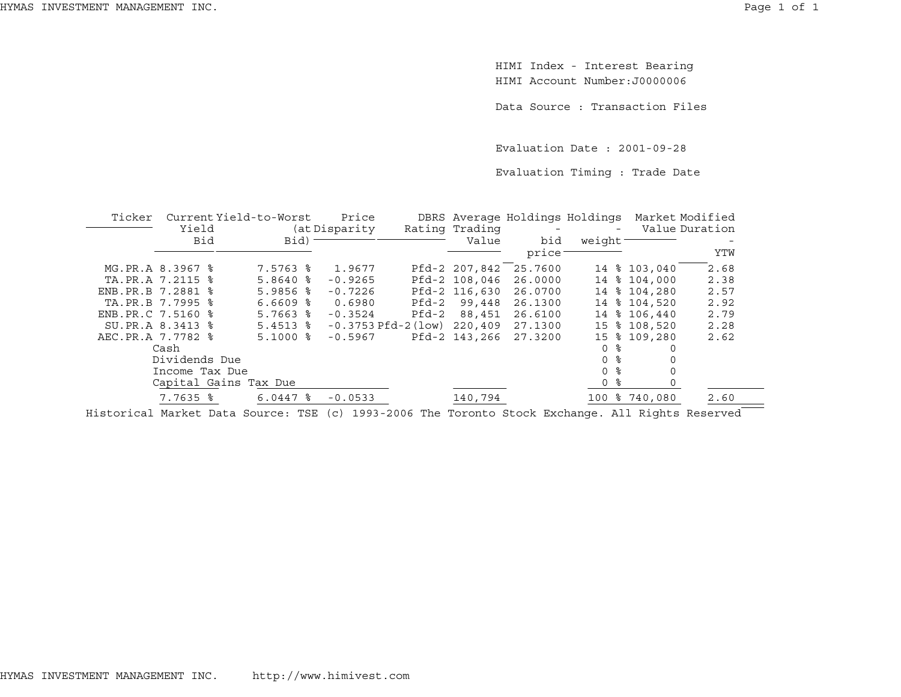HIMI Index - Interest Bearing
HIMI Account Number:J0000006

Data Source : Transaction Files

Evaluation Date : 2001-09-28

Evaluation Timing : Trade Date

| Ticker | Current Yield Bid | Yield-to-Worst (at Bid) | Price Disparity | DBRS Rating | Average Trading Value | Holdings - bid price | Holdings - weight | Market Value | Modified Duration - YTW |
|---|---|---|---|---|---|---|---|---|---|
| MG.PR.A | 8.3967 % | 7.5763 % | 1.9677 | Pfd-2 | 207,842 | 25.7600 | 14 % | 103,040 | 2.68 |
| TA.PR.A | 7.2115 % | 5.8640 % | -0.9265 | Pfd-2 | 108,046 | 26.0000 | 14 % | 104,000 | 2.38 |
| ENB.PR.B | 7.2881 % | 5.9856 % | -0.7226 | Pfd-2 | 116,630 | 26.0700 | 14 % | 104,280 | 2.57 |
| TA.PR.B | 7.7995 % | 6.6609 % | 0.6980 | Pfd-2 | 99,448 | 26.1300 | 14 % | 104,520 | 2.92 |
| ENB.PR.C | 7.5160 % | 5.7663 % | -0.3524 | Pfd-2 | 88,451 | 26.6100 | 14 % | 106,440 | 2.79 |
| SU.PR.A | 8.3413 % | 5.4513 % | -0.3753 | Pfd-2(low) | 220,409 | 27.1300 | 15 % | 108,520 | 2.28 |
| AEC.PR.A | 7.7782 % | 5.1000 % | -0.5967 | Pfd-2 | 143,266 | 27.3200 | 15 % | 109,280 | 2.62 |
| | Cash | | | | | | 0 % | 0 | |
| | Dividends Due | | | | | | 0 % | 0 | |
| | Income Tax Due | | | | | | 0 % | 0 | |
| | Capital Gains Tax Due | | | | | | 0 % | 0 | |
| | 7.7635 % | 6.0447 % | -0.0533 | | 140,794 | | 100 % | 740,080 | 2.60 |

Historical Market Data Source: TSE (c) 1993-2006 The Toronto Stock Exchange. All Rights Reserved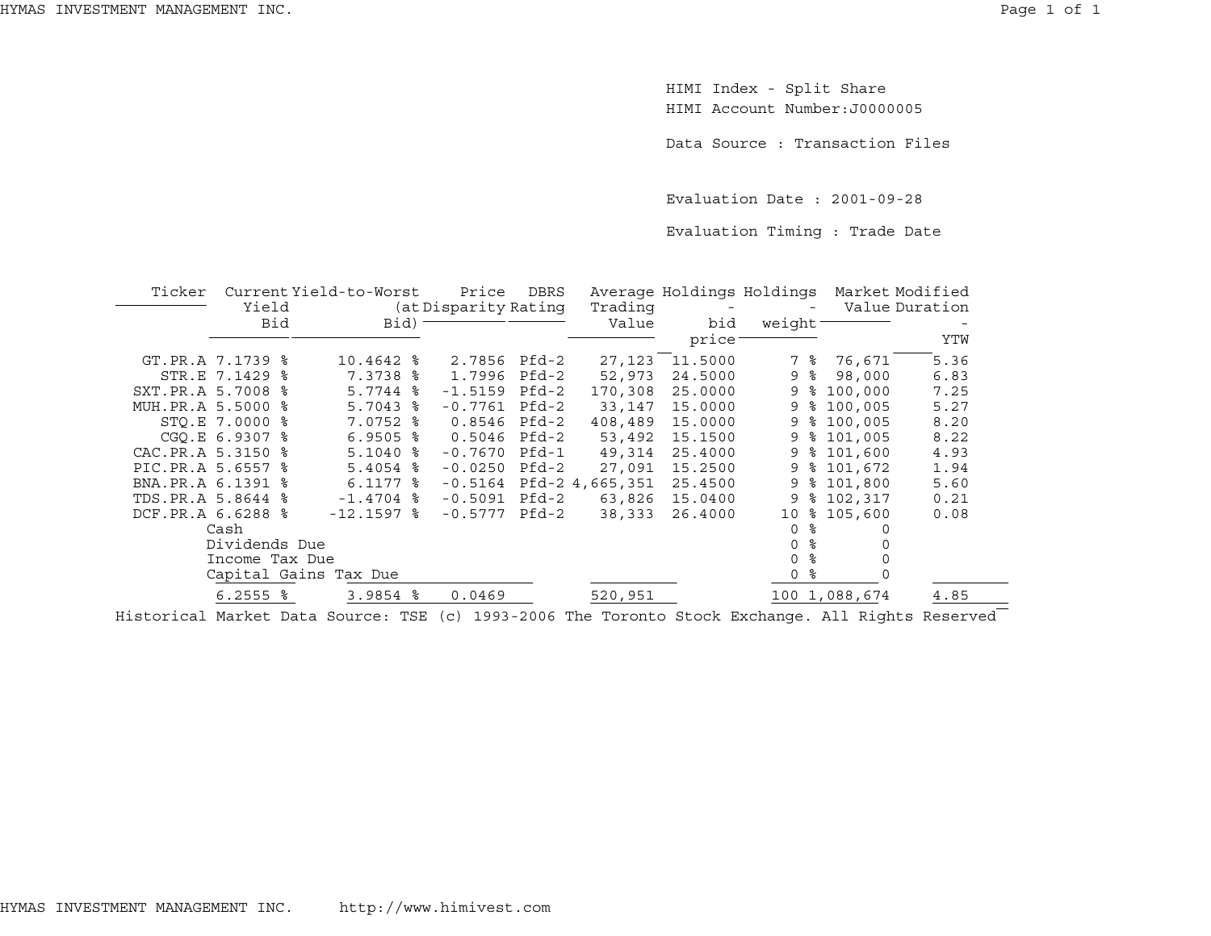HIMI Index - Split Share

HIMI Account Number:J0000005

Data Source : Transaction Files

Evaluation Date : 2001-09-28

Evaluation Timing : Trade Date

| Ticker | Current Yield Bid | Yield-to-Worst (at Bid) | Price Disparity | DBRS Rating | Average Trading Value | Holdings - bid price | Holdings - weight | Market Value | Modified Duration - YTW |
|---|---|---|---|---|---|---|---|---|---|
| GT.PR.A | 7.1739 % | 10.4642 % | 2.7856 | Pfd-2 | 27,123 | 11.5000 | 7 % | 76,671 | 5.36 |
| STR.E | 7.1429 % | 7.3738 % | 1.7996 | Pfd-2 | 52,973 | 24.5000 | 9 % | 98,000 | 6.83 |
| SXT.PR.A | 5.7008 % | 5.7744 % | -1.5159 | Pfd-2 | 170,308 | 25.0000 | 9 % | 100,000 | 7.25 |
| MUH.PR.A | 5.5000 % | 5.7043 % | -0.7761 | Pfd-2 | 33,147 | 15.0000 | 9 % | 100,005 | 5.27 |
| STQ.E | 7.0000 % | 7.0752 % | 0.8546 | Pfd-2 | 408,489 | 15.0000 | 9 % | 100,005 | 8.20 |
| CGQ.E | 6.9307 % | 6.9505 % | 0.5046 | Pfd-2 | 53,492 | 15.1500 | 9 % | 101,005 | 8.22 |
| CAC.PR.A | 5.3150 % | 5.1040 % | -0.7670 | Pfd-1 | 49,314 | 25.4000 | 9 % | 101,600 | 4.93 |
| PIC.PR.A | 5.6557 % | 5.4054 % | -0.0250 | Pfd-2 | 27,091 | 15.2500 | 9 % | 101,672 | 1.94 |
| BNA.PR.A | 6.1391 % | 6.1177 % | -0.5164 | Pfd-2 | 4,665,351 | 25.4500 | 9 % | 101,800 | 5.60 |
| TDS.PR.A | 5.8644 % | -1.4704 % | -0.5091 | Pfd-2 | 63,826 | 15.0400 | 9 % | 102,317 | 0.21 |
| DCF.PR.A | 6.6288 % | -12.1597 % | -0.5777 | Pfd-2 | 38,333 | 26.4000 | 10 % | 105,600 | 0.08 |
| Cash | | | | | | | 0 % | 0 | |
| Dividends Due | | | | | | | 0 % | 0 | |
| Income Tax Due | | | | | | | 0 % | 0 | |
| Capital Gains Tax Due | | | | | | | 0 % | 0 | |
| | 6.2555 % | 3.9854 % | 0.0469 | | 520,951 | | 100 | 1,088,674 | 4.85 |

Historical Market Data Source: TSE (c) 1993-2006 The Toronto Stock Exchange. All Rights Reserved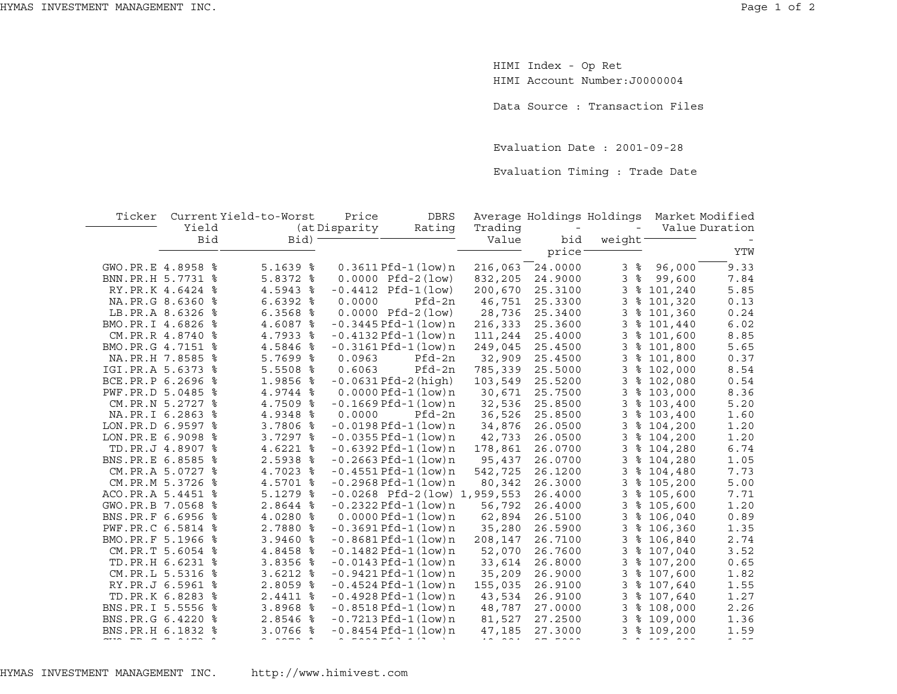HIMI Index - Op Ret

HIMI Account Number:J0000004

Data Source : Transaction Files

Evaluation Date : 2001-09-28

Evaluation Timing : Trade Date

| Ticker | Current Yield Bid | Yield-to-Worst (at Bid) | Price Disparity | DBRS Rating | Average Trading Value | Holdings - bid price | Holdings - weight | Market Value | Modified Duration - YTW |
|---|---|---|---|---|---|---|---|---|---|
| GWO.PR.E | 4.8958 % | 5.1639 % | 0.3611 | Pfd-1(low)n | 216,063 | 24.0000 | 3 % | 96,000 | 9.33 |
| BNN.PR.H | 5.7731 % | 5.8372 % | 0.0000 | Pfd-2(low) | 832,205 | 24.9000 | 3 % | 99,600 | 7.84 |
| RY.PR.K | 4.6424 % | 4.5943 % | -0.4412 | Pfd-1(low) | 200,670 | 25.3100 | 3 % | 101,240 | 5.85 |
| NA.PR.G | 8.6360 % | 6.6392 % | 0.0000 | Pfd-2n | 46,751 | 25.3300 | 3 % | 101,320 | 0.13 |
| LB.PR.A | 8.6326 % | 6.3568 % | 0.0000 | Pfd-2(low) | 28,736 | 25.3400 | 3 % | 101,360 | 0.24 |
| BMO.PR.I | 4.6826 % | 4.6087 % | -0.3445 | Pfd-1(low)n | 216,333 | 25.3600 | 3 % | 101,440 | 6.02 |
| CM.PR.R | 4.8740 % | 4.7933 % | -0.4132 | Pfd-1(low)n | 111,244 | 25.4000 | 3 % | 101,600 | 8.85 |
| BMO.PR.G | 4.7151 % | 4.5846 % | -0.3161 | Pfd-1(low)n | 249,045 | 25.4500 | 3 % | 101,800 | 5.65 |
| NA.PR.H | 7.8585 % | 5.7699 % | 0.0963 | Pfd-2n | 32,909 | 25.4500 | 3 % | 101,800 | 0.37 |
| IGI.PR.A | 5.6373 % | 5.5508 % | 0.6063 | Pfd-2n | 785,339 | 25.5000 | 3 % | 102,000 | 8.54 |
| BCE.PR.P | 6.2696 % | 1.9856 % | -0.0631 | Pfd-2(high) | 103,549 | 25.5200 | 3 % | 102,080 | 0.54 |
| PWF.PR.D | 5.0485 % | 4.9744 % | 0.0000 | Pfd-1(low)n | 30,671 | 25.7500 | 3 % | 103,000 | 8.36 |
| CM.PR.N | 5.2727 % | 4.7509 % | -0.1669 | Pfd-1(low)n | 32,536 | 25.8500 | 3 % | 103,400 | 5.20 |
| NA.PR.I | 6.2863 % | 4.9348 % | 0.0000 | Pfd-2n | 36,526 | 25.8500 | 3 % | 103,400 | 1.60 |
| LON.PR.D | 6.9597 % | 3.7806 % | -0.0198 | Pfd-1(low)n | 34,876 | 26.0500 | 3 % | 104,200 | 1.20 |
| LON.PR.E | 6.9098 % | 3.7297 % | -0.0355 | Pfd-1(low)n | 42,733 | 26.0500 | 3 % | 104,200 | 1.20 |
| TD.PR.J | 4.8907 % | 4.6221 % | -0.6392 | Pfd-1(low)n | 178,861 | 26.0700 | 3 % | 104,280 | 6.74 |
| BNS.PR.E | 6.8585 % | 2.5938 % | -0.2663 | Pfd-1(low)n | 95,437 | 26.0700 | 3 % | 104,280 | 1.05 |
| CM.PR.A | 5.0727 % | 4.7023 % | -0.4551 | Pfd-1(low)n | 542,725 | 26.1200 | 3 % | 104,480 | 7.73 |
| CM.PR.M | 5.3726 % | 4.5701 % | -0.2968 | Pfd-1(low)n | 80,342 | 26.3000 | 3 % | 105,200 | 5.00 |
| ACO.PR.A | 5.4451 % | 5.1279 % | -0.0268 | Pfd-2(low) | 1,959,553 | 26.4000 | 3 % | 105,600 | 7.71 |
| GWO.PR.B | 7.0568 % | 2.8644 % | -0.2322 | Pfd-1(low)n | 56,792 | 26.4000 | 3 % | 105,600 | 1.20 |
| BNS.PR.F | 6.6956 % | 4.0280 % | 0.0000 | Pfd-1(low)n | 62,894 | 26.5100 | 3 % | 106,040 | 0.89 |
| PWF.PR.C | 6.5814 % | 2.7880 % | -0.3691 | Pfd-1(low)n | 35,280 | 26.5900 | 3 % | 106,360 | 1.35 |
| BMO.PR.F | 5.1966 % | 3.9460 % | -0.8681 | Pfd-1(low)n | 208,147 | 26.7100 | 3 % | 106,840 | 2.74 |
| CM.PR.T | 5.6054 % | 4.8458 % | -0.1482 | Pfd-1(low)n | 52,070 | 26.7600 | 3 % | 107,040 | 3.52 |
| TD.PR.H | 6.6231 % | 3.8356 % | -0.0143 | Pfd-1(low)n | 33,614 | 26.8000 | 3 % | 107,200 | 0.65 |
| CM.PR.L | 5.5316 % | 3.6212 % | -0.9421 | Pfd-1(low)n | 35,209 | 26.9000 | 3 % | 107,600 | 1.82 |
| RY.PR.J | 6.5961 % | 2.8059 % | -0.4524 | Pfd-1(low)n | 155,035 | 26.9100 | 3 % | 107,640 | 1.55 |
| TD.PR.K | 6.8283 % | 2.4411 % | -0.4928 | Pfd-1(low)n | 43,534 | 26.9100 | 3 % | 107,640 | 1.27 |
| BNS.PR.I | 5.5556 % | 3.8968 % | -0.8518 | Pfd-1(low)n | 48,787 | 27.0000 | 3 % | 108,000 | 2.26 |
| BNS.PR.G | 6.4220 % | 2.8546 % | -0.7213 | Pfd-1(low)n | 81,527 | 27.2500 | 3 % | 109,000 | 1.36 |
| BNS.PR.H | 6.1832 % | 3.0766 % | -0.8454 | Pfd-1(low)n | 47,185 | 27.3000 | 3 % | 109,200 | 1.59 |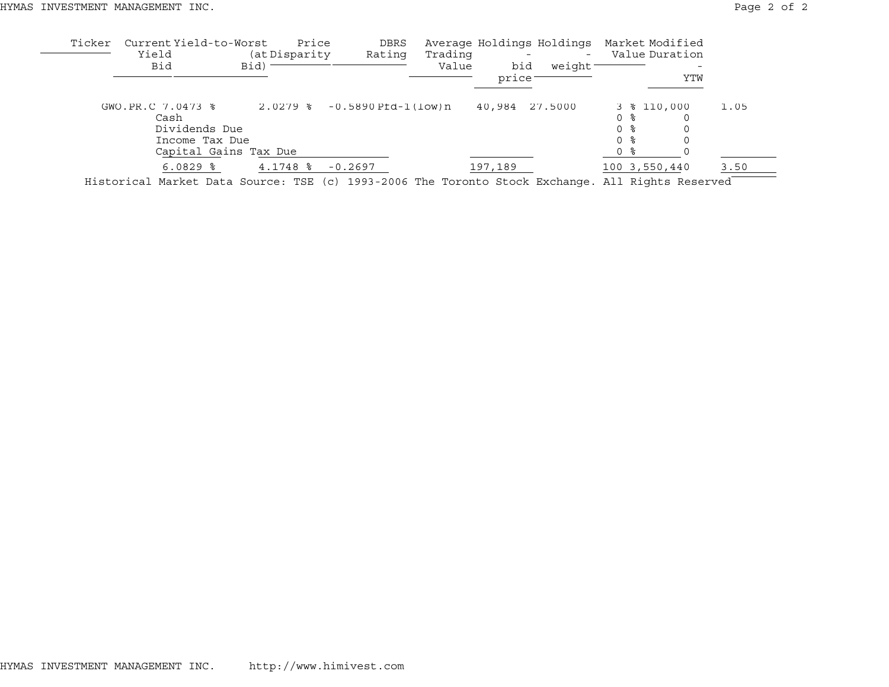| Ticker | Current Yield Bid | Yield-to-Worst (at Bid) | Price Disparity | DBRS Rating | Average Trading Value | Holdings - bid price | Holdings - weight | Market Value | Modified Duration - YTW |
|---|---|---|---|---|---|---|---|---|---|
| GWO.PR.C | 7.0473 % | 2.0279 % | -0.5890 | Pfd-1(low)n | 40,984 | 27.5000 | 3 % | 110,000 | 1.05 |
| Cash | | | | | | | 0 % | 0 | |
| Dividends Due | | | | | | | 0 % | 0 | |
| Income Tax Due | | | | | | | 0 % | 0 | |
| Capital Gains Tax Due | | | | | | | 0 % | 0 | |
| | 6.0829 % | 4.1748 % | -0.2697 | | 197,189 | | 100 | 3,550,440 | 3.50 |

Historical Market Data Source: TSE (c) 1993-2006 The Toronto Stock Exchange. All Rights Reserved

http://www.himivest.com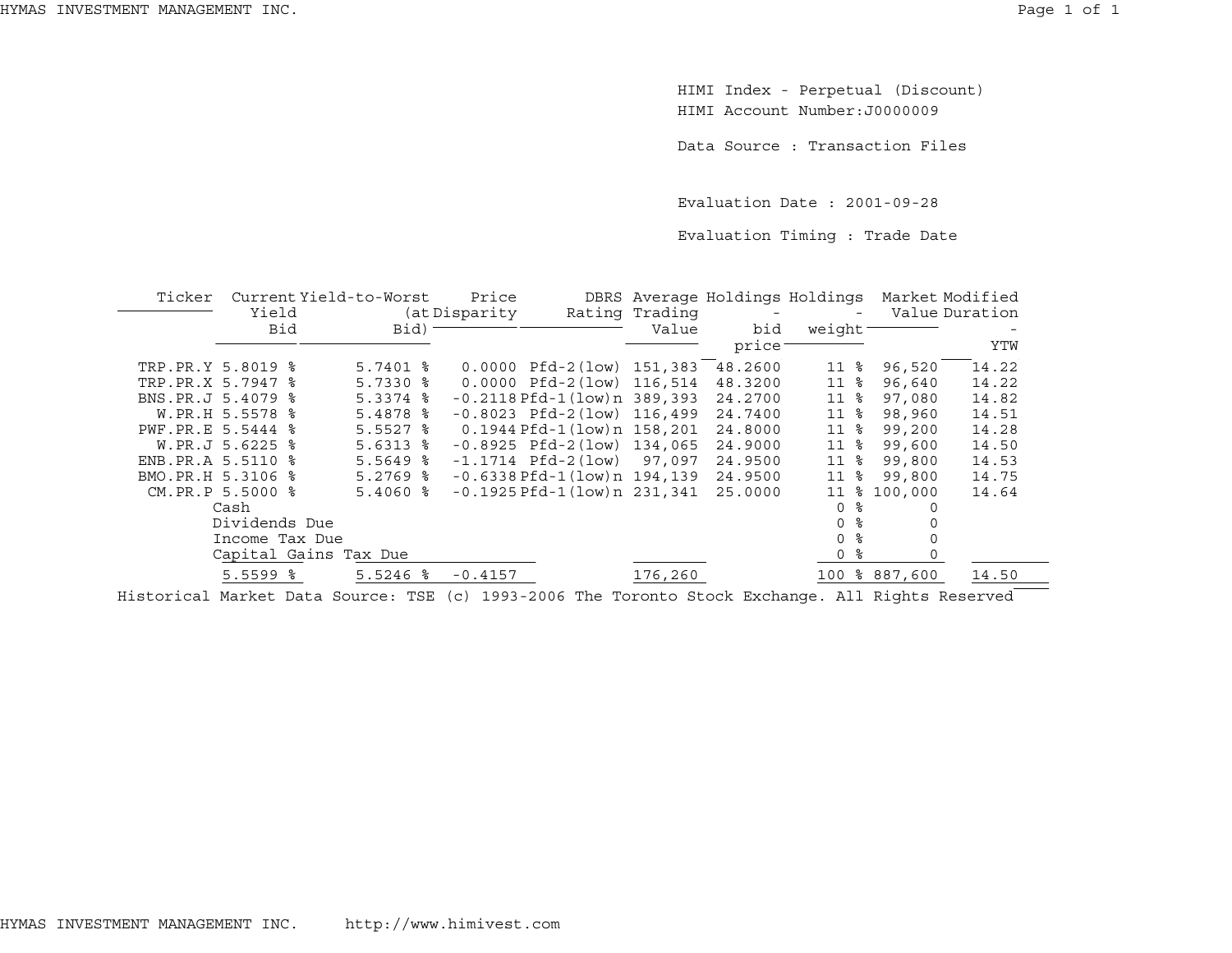HIMI Index - Perpetual (Discount)
HIMI Account Number:J0000009

Data Source : Transaction Files

Evaluation Date : 2001-09-28

Evaluation Timing : Trade Date

| Ticker | Current Yield Bid | Yield-to-Worst (at Bid) | Price Disparity | DBRS Rating | Average Trading Value | Holdings - bid price | Holdings - weight | Market Value | Modified Duration - YTW |
|---|---|---|---|---|---|---|---|---|---|
| TRP.PR.Y | 5.8019 % | 5.7401 % | 0.0000 | Pfd-2(low) | 151,383 | 48.2600 | 11 % | 96,520 | 14.22 |
| TRP.PR.X | 5.7947 % | 5.7330 % | 0.0000 | Pfd-2(low) | 116,514 | 48.3200 | 11 % | 96,640 | 14.22 |
| BNS.PR.J | 5.4079 % | 5.3374 % | -0.2118 | Pfd-1(low)n | 389,393 | 24.2700 | 11 % | 97,080 | 14.82 |
| W.PR.H | 5.5578 % | 5.4878 % | -0.8023 | Pfd-2(low) | 116,499 | 24.7400 | 11 % | 98,960 | 14.51 |
| PWF.PR.E | 5.5444 % | 5.5527 % | 0.1944 | Pfd-1(low)n | 158,201 | 24.8000 | 11 % | 99,200 | 14.28 |
| W.PR.J | 5.6225 % | 5.6313 % | -0.8925 | Pfd-2(low) | 134,065 | 24.9000 | 11 % | 99,600 | 14.50 |
| ENB.PR.A | 5.5110 % | 5.5649 % | -1.1714 | Pfd-2(low) | 97,097 | 24.9500 | 11 % | 99,800 | 14.53 |
| BMO.PR.H | 5.3106 % | 5.2769 % | -0.6338 | Pfd-1(low)n | 194,139 | 24.9500 | 11 % | 99,800 | 14.75 |
| CM.PR.P | 5.5000 % | 5.4060 % | -0.1925 | Pfd-1(low)n | 231,341 | 25.0000 | 11 % | 100,000 | 14.64 |
| | Cash | | | | | | 0 % | 0 | |
| | Dividends Due | | | | | | 0 % | 0 | |
| | Income Tax Due | | | | | | 0 % | 0 | |
| | Capital Gains Tax Due | | | | | | 0 % | 0 | |
| | 5.5599 % | 5.5246 % | -0.4157 | | 176,260 | | 100 % | 887,600 | 14.50 |

Historical Market Data Source: TSE (c) 1993-2006 The Toronto Stock Exchange. All Rights Reserved

HYMAS INVESTMENT MANAGEMENT INC. http://www.himivest.com